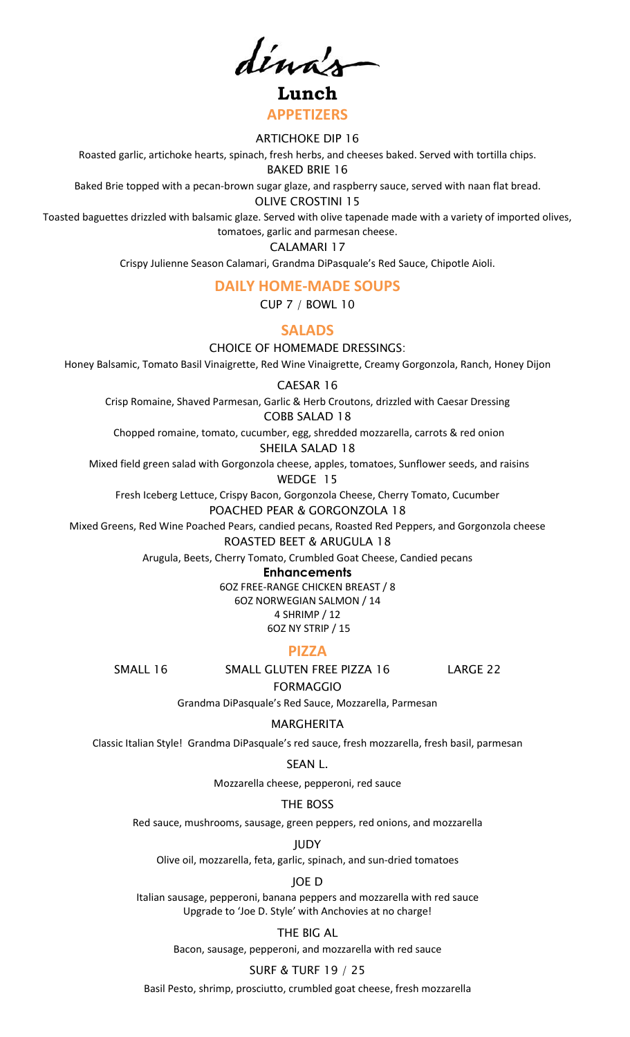# dina's

## Lunch

## APPETIZERS

**ARTICHOKE DIP 16**

Roasted garlic, artichoke hearts, spinach, fresh herbs, and cheeses baked. Served with tortilla chips.

**BAKED BRIE 16**

Baked Brie topped with a pecan-brown sugar glaze, and raspberry sauce, served with naan flat bread.

**OLIVE CROSTINI 15**

Toasted baguettes drizzled with balsamic glaze. Served with olive tapenade made with a variety of imported olives, tomatoes, garlic and parmesan cheese.

**CALAMARI 17**

Crispy Julienne Season Calamari, Grandma DiPasquale's Red Sauce, Chipotle Aioli.

## DAILY HOME-MADE SOUPS

CUP 7 / BOWL 10

## SALADS

CHOICE OF HOMEMADE DRESSINGS:

Honey Balsamic, Tomato Basil Vinaigrette, Red Wine Vinaigrette, Creamy Gorgonzola, Ranch, Honey Dijon

**CAESAR 16**

Crisp Romaine, Shaved Parmesan, Garlic & Herb Croutons, drizzled with Caesar Dressing

**COBB SALAD 18**

Chopped romaine, tomato, cucumber, egg, shredded mozzarella, carrots & red onion

**SHEILA SALAD 18**

Mixed field green salad with Gorgonzola cheese, apples, tomatoes, Sunflower seeds, and raisins

**WEDGE 15**

Fresh Iceberg Lettuce, Crispy Bacon, Gorgonzola Cheese, Cherry Tomato, Cucumber

**POACHED PEAR & GORGONZOLA 18**

Mixed Greens, Red Wine Poached Pears, candied pecans, Roasted Red Peppers, and Gorgonzola cheese

**ROASTED BEET & ARUGULA 18**

Arugula, Beets, Cherry Tomato, Crumbled Goat Cheese, Candied pecans

### Enhancements

6OZ FREE-RANGE CHICKEN BREAST / 8

6OZ NORWEGIAN SALMON / 14

4 SHRIMP / 12

6OZ NY STRIP / 15

## PIZZA

SMALL 16 | SMALL GLUTEN FREE PIZZA 16 | LARGE 22

**FORMAGGIO**

Grandma DiPasquale's Red Sauce, Mozzarella, Parmesan

**MARGHERITA**

Classic Italian Style! Grandma DiPasquale's red sauce, fresh mozzarella, fresh basil, parmesan

**SEAN L.**

Mozzarella cheese, pepperoni, red sauce

**THE BOSS**

Red sauce, mushrooms, sausage, green peppers, red onions, and mozzarella

**JUDY**

Olive oil, mozzarella, feta, garlic, spinach, and sun-dried tomatoes

**JOE D**

Italian sausage, pepperoni, banana peppers and mozzarella with red sauce

Upgrade to 'Joe D. Style' with Anchovies at no charge!

**THE BIG AL**

Bacon, sausage, pepperoni, and mozzarella with red sauce

**SURF & TURF 19 / 25**

Basil Pesto, shrimp, prosciutto, crumbled goat cheese, fresh mozzarella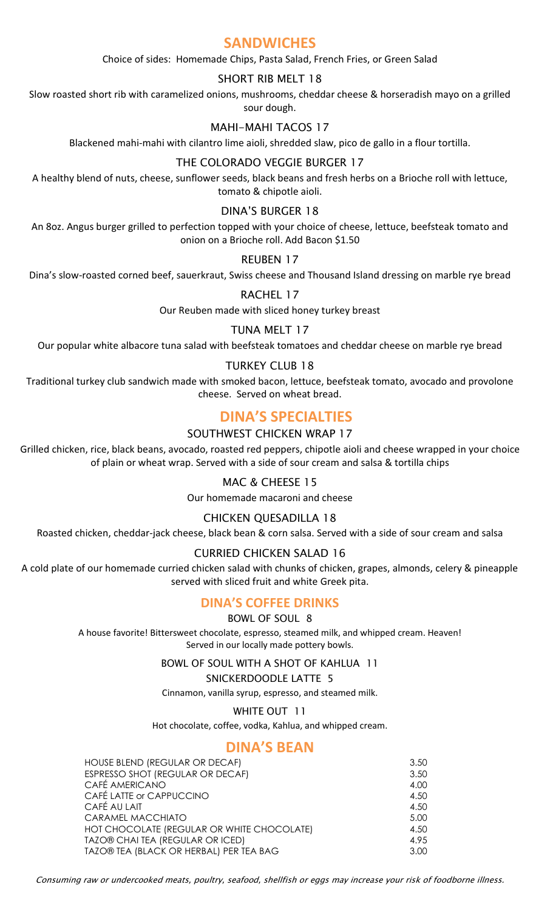# SANDWICHES

Choice of sides: Homemade Chips, Pasta Salad, French Fries, or Green Salad

### SHORT RIB MELT 18

Slow roasted short rib with caramelized onions, mushrooms, cheddar cheese & horseradish mayo on a grilled sour dough.

### MAHI-MAHI TACOS 17

Blackened mahi-mahi with cilantro lime aioli, shredded slaw, pico de gallo in a flour tortilla.

### THE COLORADO VEGGIE BURGER 17

A healthy blend of nuts, cheese, sunflower seeds, black beans and fresh herbs on a Brioche roll with lettuce, tomato & chipotle aioli.

### DINA'S BURGER 18

An 8oz. Angus burger grilled to perfection topped with your choice of cheese, lettuce, beefsteak tomato and onion on a Brioche roll. Add Bacon $1.50

### REUBEN 17

Dina's slow-roasted corned beef, sauerkraut, Swiss cheese and Thousand Island dressing on marble rye bread

### RACHEL 17

Our Reuben made with sliced honey turkey breast

### TUNA MELT 17

Our popular white albacore tuna salad with beefsteak tomatoes and cheddar cheese on marble rye bread

### TURKEY CLUB 18

Traditional turkey club sandwich made with smoked bacon, lettuce, beefsteak tomato, avocado and provolone cheese. Served on wheat bread.

# DINA'S SPECIALTIES

### SOUTHWEST CHICKEN WRAP 17

Grilled chicken, rice, black beans, avocado, roasted red peppers, chipotle aioli and cheese wrapped in your choice of plain or wheat wrap. Served with a side of sour cream and salsa & tortilla chips

### MAC & CHEESE 15

Our homemade macaroni and cheese

### CHICKEN QUESADILLA 18

Roasted chicken, cheddar-jack cheese, black bean & corn salsa. Served with a side of sour cream and salsa

### CURRIED CHICKEN SALAD 16

A cold plate of our homemade curried chicken salad with chunks of chicken, grapes, almonds, celery & pineapple served with sliced fruit and white Greek pita.

## DINA'S COFFEE DRINKS

### BOWL OF SOUL 8

A house favorite! Bittersweet chocolate, espresso, steamed milk, and whipped cream. Heaven! Served in our locally made pottery bowls.

### BOWL OF SOUL WITH A SHOT OF KAHLUA 11

### SNICKERDOODLE LATTE 5

Cinnamon, vanilla syrup, espresso, and steamed milk.

### WHITE OUT 11

Hot chocolate, coffee, vodka, Kahlua, and whipped cream.

# DINA'S BEAN

| | |
|---|---|
| HOUSE BLEND (REGULAR OR DECAF) | 3.50 |
| ESPRESSO SHOT (REGULAR OR DECAF) | 3.50 |
| CAFÉ AMERICANO | 4.00 |
| CAFÉ LATTE or CAPPUCCINO | 4.50 |
| CAFÉ AU LAIT | 4.50 |
| CARAMEL MACCHIATO | 5.00 |
| HOT CHOCOLATE (REGULAR OR WHITE CHOCOLATE) | 4.50 |
| TAZO® CHAI TEA (REGULAR OR ICED) | 4.95 |
| TAZO® TEA (BLACK OR HERBAL) PER TEA BAG | 3.00 |

*Consuming raw or undercooked meats, poultry, seafood, shellfish or eggs may increase your risk of foodborne illness.*